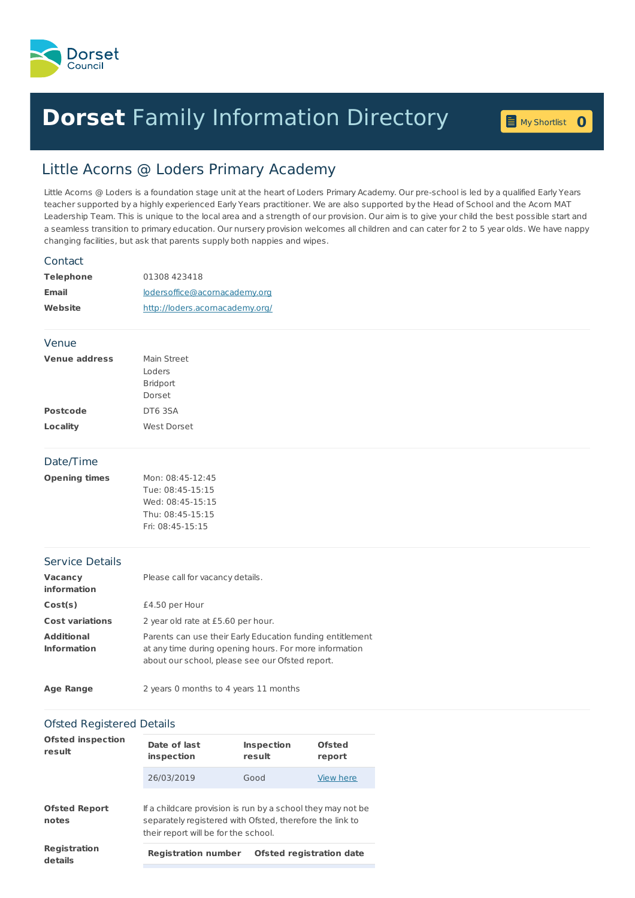Dorset Council

# Dorset Family Information Directory

My Shortlist 0

## Little Acorns @ Loders Primary Academy

Little Acorns @ Loders is a foundation stage unit at the heart of Loders Primary Academy. Our pre-school is led by a qualified Early Years teacher supported by a highly experienced Early Years practitioner. We are also supported by the Head of School and the Acorn MAT Leadership Team. This is unique to the local area and a strength of our provision. Our aim is to give your child the best possible start and a seamless transition to primary education. Our nursery provision welcomes all children and can cater for 2 to 5 year olds. We have nappy changing facilities, but ask that parents supply both nappies and wipes.

### Contact

**Telephone** 01308 423418

**Email** [lodersoffice@acornacademy.org](mailto:lodersoffice@acornacademy.org)

**Website** [http://loders.acornacademy.org/](http://loders.acornacademy.org/)

### Venue

**Venue address**
Main Street
Loders
Bridport
Dorset

**Postcode** DT6 3SA

**Locality** West Dorset

### Date/Time

**Opening times**
Mon: 08:45-12:45
Tue: 08:45-15:15
Wed: 08:45-15:15
Thu: 08:45-15:15
Fri: 08:45-15:15

### Service Details

**Vacancy information** Please call for vacancy details.

**Cost(s)** £4.50 per Hour

**Cost variations** 2 year old rate at £5.60 per hour.

**Additional Information** Parents can use their Early Education funding entitlement at any time during opening hours. For more information about our school, please see our Ofsted report.

**Age Range** 2 years 0 months to 4 years 11 months

### Ofsted Registered Details

**Ofsted inspection result**

| Date of last inspection | Inspection result | Ofsted report |
|---|---|---|
| 26/03/2019 | Good | View here |

**Ofsted Report notes** If a childcare provision is run by a school they may not be separately registered with Ofsted, therefore the link to their report will be for the school.

**Registration details**

| Registration number | Ofsted registration date |
|---|---|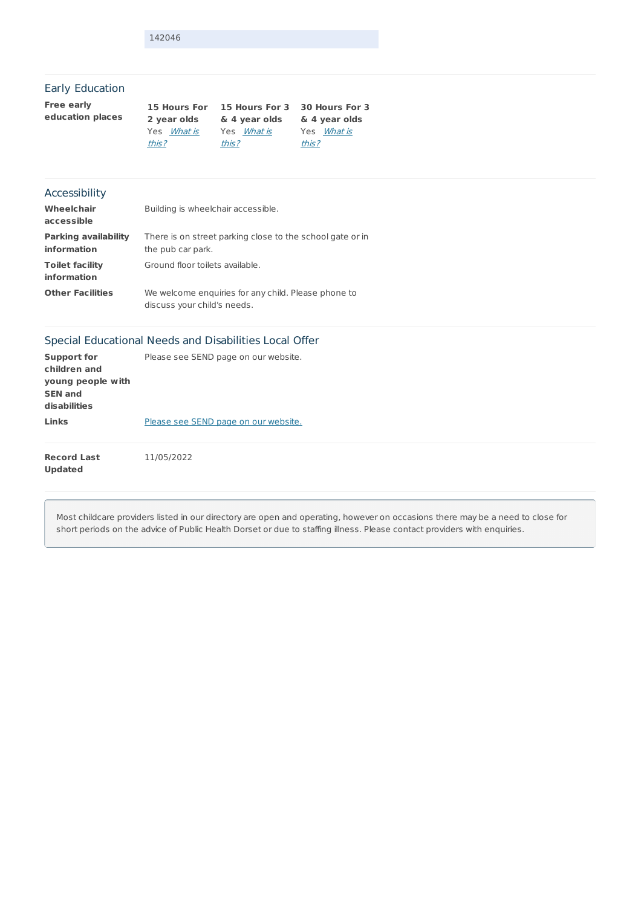142046

## Early Education

| | | | |
|---|---|---|---|
| **Free early education places** | **15 Hours For 2 year olds** | **15 Hours For 3 & 4 year olds** | **30 Hours For 3 & 4 year olds** |
| | Yes *What is this?* | Yes *What is this?* | Yes *What is this?* |

## Accessibility

| | |
|---|---|
| **Wheelchair accessible** | Building is wheelchair accessible. |
| **Parking availability information** | There is on street parking close to the school gate or in the pub car park. |
| **Toilet facility information** | Ground floor toilets available. |
| **Other Facilities** | We welcome enquiries for any child. Please phone to discuss your child's needs. |

## Special Educational Needs and Disabilities Local Offer

| | |
|---|---|
| **Support for children and young people with SEN and disabilities** | Please see SEND page on our website. |
| **Links** | Please see SEND page on our website. |

| | |
|---|---|
| **Record Last Updated** | 11/05/2022 |

Most childcare providers listed in our directory are open and operating, however on occasions there may be a need to close for short periods on the advice of Public Health Dorset or due to staffing illness. Please contact providers with enquiries.